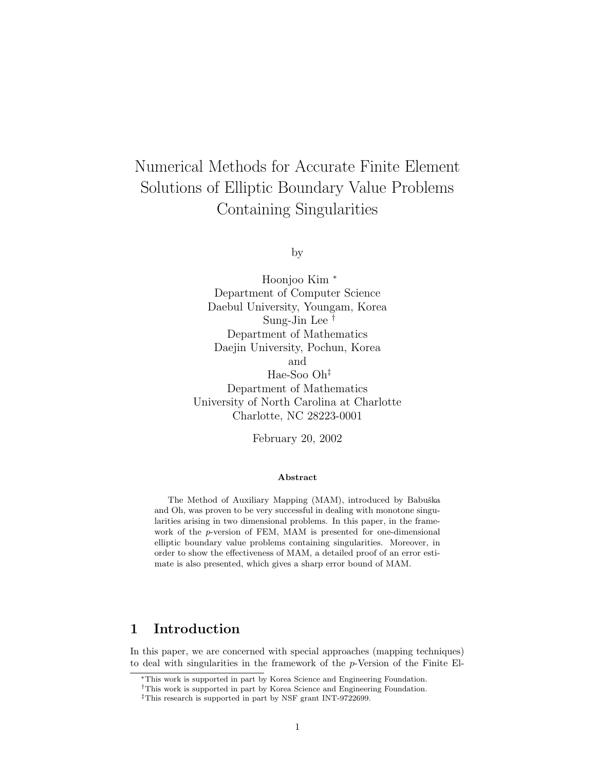# Numerical Methods for Accurate Finite Element Solutions of Elliptic Boundary Value Problems Containing Singularities

by

Hoonjoo Kim [*]
Department of Computer Science
Daebul University, Youngam, Korea
Sung-Jin Lee [†]
Department of Mathematics
Daejin University, Pochun, Korea
and
Hae-Soo Oh[‡]
Department of Mathematics
University of North Carolina at Charlotte
Charlotte, NC 28223-0001

February 20, 2002

**Abstract**

The Method of Auxiliary Mapping (MAM), introduced by Babuška and Oh, was proven to be very successful in dealing with monotone singularities arising in two dimensional problems. In this paper, in the framework of the *p*-version of FEM, MAM is presented for one-dimensional elliptic boundary value problems containing singularities. Moreover, in order to show the effectiveness of MAM, a detailed proof of an error estimate is also presented, which gives a sharp error bound of MAM.

## 1 Introduction

In this paper, we are concerned with special approaches (mapping techniques) to deal with singularities in the framework of the *p*-Version of the Finite El-

[*]This work is supported in part by Korea Science and Engineering Foundation.

[†]This work is supported in part by Korea Science and Engineering Foundation.

[‡]This research is supported in part by NSF grant INT-9722699.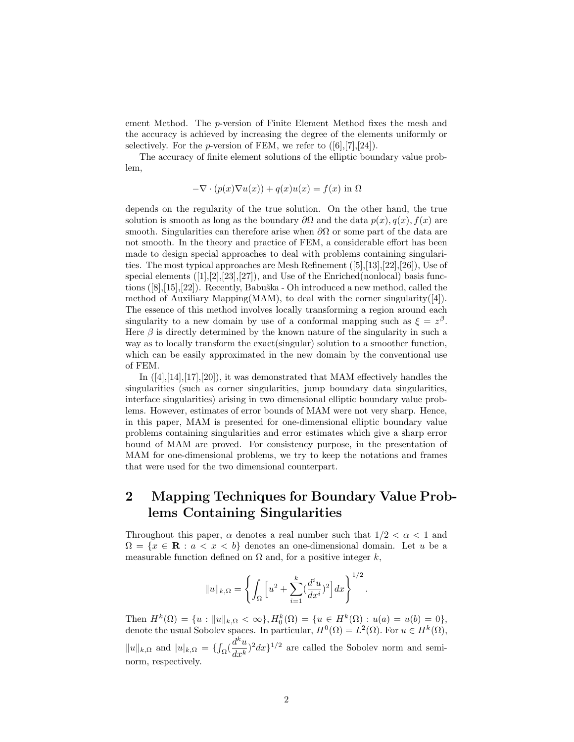ement Method. The $p$-version of Finite Element Method fixes the mesh and the accuracy is achieved by increasing the degree of the elements uniformly or selectively. For the $p$-version of FEM, we refer to ([6],[7],[24]).

The accuracy of finite element solutions of the elliptic boundary value problem,

$$-\nabla \cdot (p(x)\nabla u(x)) + q(x)u(x) = f(x) \text{ in } \Omega$$

depends on the regularity of the true solution. On the other hand, the true solution is smooth as long as the boundary $\partial\Omega$ and the data $p(x), q(x), f(x)$ are smooth. Singularities can therefore arise when $\partial\Omega$ or some part of the data are not smooth. In the theory and practice of FEM, a considerable effort has been made to design special approaches to deal with problems containing singularities. The most typical approaches are Mesh Refinement ([5],[13],[22],[26]), Use of special elements ([1],[2],[23],[27]), and Use of the Enriched(nonlocal) basis functions ([8],[15],[22]). Recently, Babuška - Oh introduced a new method, called the method of Auxiliary Mapping(MAM), to deal with the corner singularity([4]). The essence of this method involves locally transforming a region around each singularity to a new domain by use of a conformal mapping such as $\xi = z^{\beta}$. Here $\beta$ is directly determined by the known nature of the singularity in such a way as to locally transform the exact(singular) solution to a smoother function, which can be easily approximated in the new domain by the conventional use of FEM.

In ([4],[14],[17],[20]), it was demonstrated that MAM effectively handles the singularities (such as corner singularities, jump boundary data singularities, interface singularities) arising in two dimensional elliptic boundary value problems. However, estimates of error bounds of MAM were not very sharp. Hence, in this paper, MAM is presented for one-dimensional elliptic boundary value problems containing singularities and error estimates which give a sharp error bound of MAM are proved. For consistency purpose, in the presentation of MAM for one-dimensional problems, we try to keep the notations and frames that were used for the two dimensional counterpart.

## 2 Mapping Techniques for Boundary Value Problems Containing Singularities

Throughout this paper, $\alpha$ denotes a real number such that $1/2 < \alpha < 1$ and $\Omega = \{x \in \mathbf{R} : a < x < b\}$ denotes an one-dimensional domain. Let $u$ be a measurable function defined on $\Omega$ and, for a positive integer $k$,

$$\|u\|_{k,\Omega} = \left\{ \int_{\Omega} \left[ u^2 + \sum_{i=1}^{k} (\frac{d^i u}{dx^i})^2 \right] dx \right\}^{1/2}.$$

Then $H^k(\Omega) = \{u : \|u\|_{k,\Omega} < \infty\}, H_0^k(\Omega) = \{u \in H^k(\Omega) : u(a) = u(b) = 0\}$, denote the usual Sobolev spaces. In particular, $H^0(\Omega) = L^2(\Omega)$. For $u \in H^k(\Omega)$, $\|u\|_{k,\Omega}$ and $|u|_{k,\Omega} = \{\int_{\Omega} (\frac{d^k u}{dx^k})^2 dx\}^{1/2}$ are called the Sobolev norm and seminorm, respectively.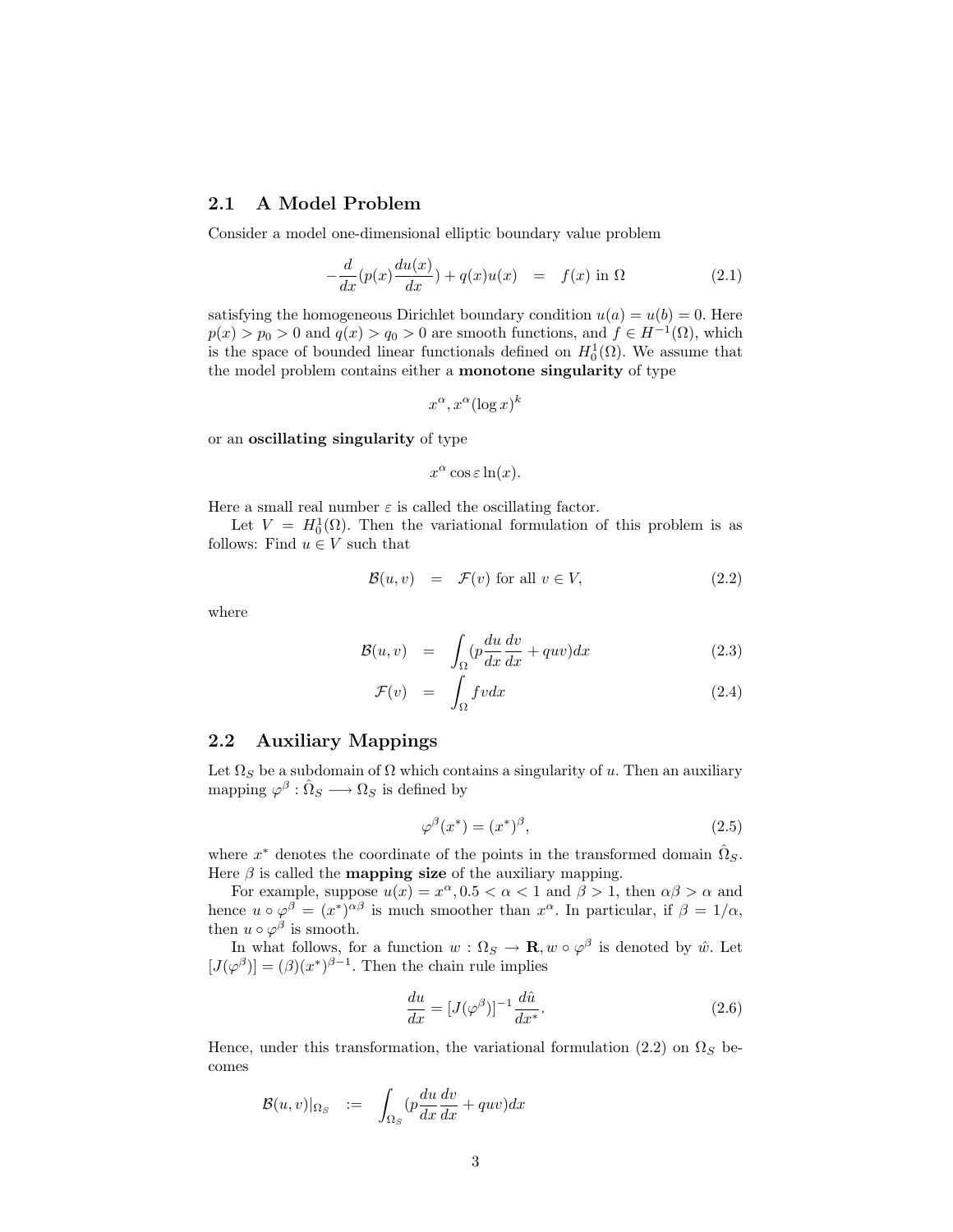## 2.1 A Model Problem

Consider a model one-dimensional elliptic boundary value problem

$$-\frac{d}{dx}(p(x)\frac{du(x)}{dx}) + q(x)u(x) \quad = \quad f(x) \text{ in } \Omega \tag{2.1}$$

satisfying the homogeneous Dirichlet boundary condition $u(a) = u(b) = 0$. Here $p(x) > p_0 > 0$ and $q(x) > q_0 > 0$ are smooth functions, and $f \in H^{-1}(\Omega)$, which is the space of bounded linear functionals defined on $H_0^1(\Omega)$. We assume that the model problem contains either a **monotone singularity** of type

$$x^\alpha, x^\alpha(\log x)^k$$

or an **oscillating singularity** of type

$$x^\alpha \cos \varepsilon \ln(x).$$

Here a small real number $\varepsilon$ is called the oscillating factor.

Let $V = H_0^1(\Omega)$. Then the variational formulation of this problem is as follows: Find $u \in V$ such that

$$\mathcal{B}(u, v) \quad = \quad \mathcal{F}(v) \text{ for all } v \in V, \tag{2.2}$$

where

$$\mathcal{B}(u, v) \quad = \quad \int_\Omega (p\frac{du}{dx}\frac{dv}{dx} + quv)dx \tag{2.3}$$

$$\mathcal{F}(v) \quad = \quad \int_\Omega fv dx \tag{2.4}$$

## 2.2 Auxiliary Mappings

Let $\Omega_S$ be a subdomain of $\Omega$ which contains a singularity of $u$. Then an auxiliary mapping $\varphi^\beta : \hat{\Omega}_S \longrightarrow \Omega_S$ is defined by

$$\varphi^\beta(x^*) = (x^*)^\beta, \tag{2.5}$$

where $x^*$ denotes the coordinate of the points in the transformed domain $\hat{\Omega}_S$. Here $\beta$ is called the **mapping size** of the auxiliary mapping.

For example, suppose $u(x) = x^\alpha, 0.5 < \alpha < 1$ and $\beta > 1$, then $\alpha\beta > \alpha$ and hence $u \circ \varphi^\beta = (x^*)^{\alpha\beta}$ is much smoother than $x^\alpha$. In particular, if $\beta = 1/\alpha$, then $u \circ \varphi^\beta$ is smooth.

In what follows, for a function $w : \Omega_S \to \mathbf{R}, w \circ \varphi^\beta$ is denoted by $\hat{w}$. Let $[J(\varphi^\beta)] = (\beta)(x^*)^{\beta-1}$. Then the chain rule implies

$$\frac{du}{dx} = [J(\varphi^\beta)]^{-1}\frac{d\hat{u}}{dx^*}. \tag{2.6}$$

Hence, under this transformation, the variational formulation (2.2) on $\Omega_S$ becomes

$$\mathcal{B}(u, v)|_{\Omega_S} \quad := \quad \int_{\Omega_S} (p\frac{du}{dx}\frac{dv}{dx} + quv)dx$$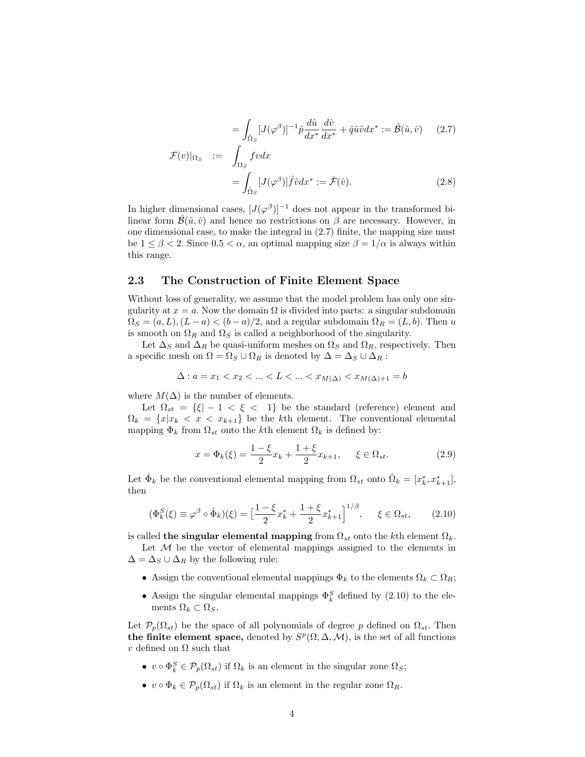$$= \int_{\hat{\Omega}_S} [J(\varphi^\beta)]^{-1} \hat{p} \frac{d\hat{u}}{dx^*} \frac{d\hat{v}}{dx^*} + \hat{q}\hat{u}\hat{v} dx^* := \hat{\mathcal{B}}(\hat{u}, \hat{v}) \qquad (2.7)$$

$$\mathcal{F}(v)|_{\Omega_S} := \int_{\Omega_S} fv dx$$

$$= \int_{\hat{\Omega}_S} [J(\varphi^\beta)] \hat{f} \hat{v} dx^* := \hat{\mathcal{F}}(\hat{v}). \qquad (2.8)$$

In higher dimensional cases, $[J(\varphi^\beta)]^{-1}$ does not appear in the transformed bilinear form $\hat{\mathcal{B}}(\hat{u}, \hat{v})$ and hence no restrictions on $\beta$ are necessary. However, in one dimensional case, to make the integral in (2.7) finite, the mapping size must be $1 \le \beta < 2$. Since $0.5 < \alpha$, an optimal mapping size $\beta = 1/\alpha$ is always within this range.

## 2.3 The Construction of Finite Element Space

Without loss of generality, we assume that the model problem has only one singularity at $x = a$. Now the domain $\Omega$ is divided into parts: a singular subdomain $\Omega_S = (a, L), (L - a) < (b - a)/2$, and a regular subdomain $\Omega_R = (L, b)$. Then $u$ is smooth on $\Omega_R$ and $\Omega_S$ is called a neighborhood of the singularity.

Let $\Delta_S$ and $\Delta_R$ be quasi-uniform meshes on $\Omega_S$ and $\Omega_R$, respectively. Then a specific mesh on $\Omega = \Omega_S \cup \Omega_R$ is denoted by $\Delta = \Delta_S \cup \Delta_R$ :

$$\Delta : a = x_1 < x_2 < ... < L < ... < x_{M(\Delta)} < x_{M(\Delta)+1} = b$$

where $M(\Delta)$ is the number of elements.

Let $\Omega_{st} = \{\xi | -1 < \xi < 1\}$ be the standard (reference) element and $\Omega_k = \{x | x_k < x < x_{k+1}\}$ be the $k$th element. The conventional elemental mapping $\Phi_k$ from $\Omega_{st}$ onto the $k$th element $\Omega_k$ is defined by:

$$x = \Phi_k(\xi) = \frac{1 - \xi}{2} x_k + \frac{1 + \xi}{2} x_{k+1}, \quad \xi \in \Omega_{st}. \qquad (2.9)$$

Let $\hat{\Phi}_k$ be the conventional elemental mapping from $\Omega_{st}$ onto $\hat{\Omega}_k = [x_k^*, x_{k+1}^*]$, then

$$(\Phi_k^S(\xi) \equiv \varphi^\beta \circ \hat{\Phi}_k)(\xi) = \big[\frac{1 - \xi}{2} x_k^* + \frac{1 + \xi}{2} x_{k+1}^*\big]^{1/\beta}, \quad \xi \in \Omega_{st}, \qquad (2.10)$$

is called **the singular elemental mapping** from $\Omega_{st}$ onto the $k$th element $\Omega_k$.

Let $\mathcal{M}$ be the vector of elemental mappings assigned to the elements in $\Delta = \Delta_S \cup \Delta_R$ by the following rule:

- Assign the conventional elemental mappings $\Phi_k$ to the elements $\Omega_k \subset \Omega_R$;
- Assign the singular elemental mappings $\Phi_k^S$ defined by (2.10) to the elements $\Omega_k \subset \Omega_S$.

Let $\mathcal{P}_p(\Omega_{st})$ be the space of all polynomials of degree $p$ defined on $\Omega_{st}$. Then **the finite element space,** denoted by $S^p(\Omega, \Delta, \mathcal{M})$, is the set of all functions $v$ defined on $\Omega$ such that

- $v \circ \Phi_k^S \in \mathcal{P}_p(\Omega_{st})$ if $\Omega_k$ is an element in the singular zone $\Omega_S$;
- $v \circ \Phi_k \in \mathcal{P}_p(\Omega_{st})$ if $\Omega_k$ is an element in the regular zone $\Omega_R$.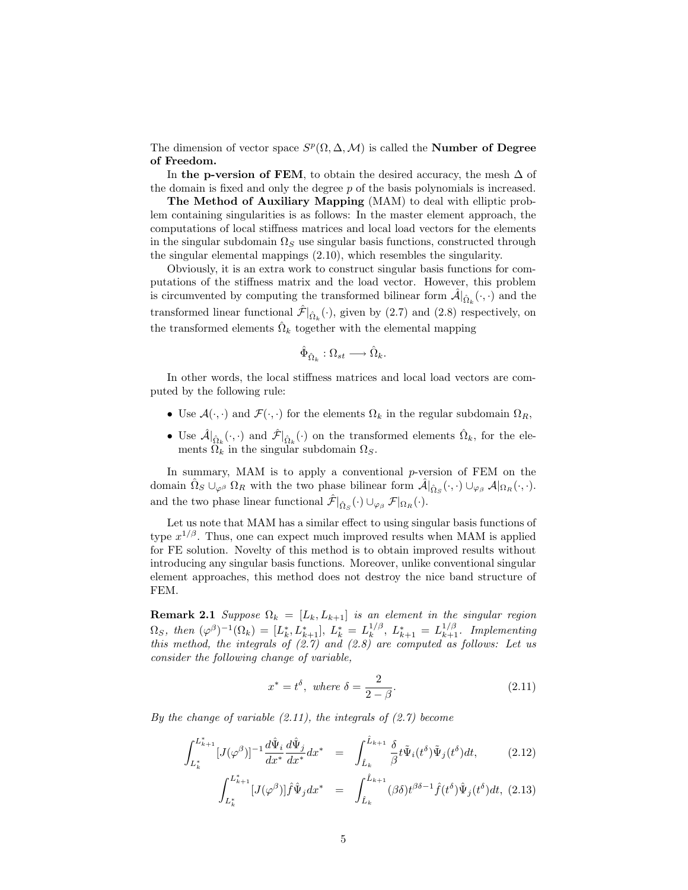The dimension of vector space $S^p(\Omega, \Delta, \mathcal{M})$ is called the **Number of Degree of Freedom.**

In **the p-version of FEM**, to obtain the desired accuracy, the mesh $\Delta$ of the domain is fixed and only the degree $p$ of the basis polynomials is increased.

**The Method of Auxiliary Mapping** (MAM) to deal with elliptic problem containing singularities is as follows: In the master element approach, the computations of local stiffness matrices and local load vectors for the elements in the singular subdomain $\Omega_S$ use singular basis functions, constructed through the singular elemental mappings (2.10), which resembles the singularity.

Obviously, it is an extra work to construct singular basis functions for computations of the stiffness matrix and the load vector. However, this problem is circumvented by computing the transformed bilinear form $\hat{\mathcal{A}}|_{\hat{\Omega}_k}(\cdot,\cdot)$ and the transformed linear functional $\hat{\mathcal{F}}|_{\hat{\Omega}_k}(\cdot)$, given by (2.7) and (2.8) respectively, on the transformed elements $\hat{\Omega}_k$ together with the elemental mapping

$$\hat{\Phi}_{\hat{\Omega}_k} : \Omega_{st} \longrightarrow \hat{\Omega}_k.$$

In other words, the local stiffness matrices and local load vectors are computed by the following rule:

- Use $\mathcal{A}(\cdot,\cdot)$ and $\mathcal{F}(\cdot,\cdot)$ for the elements $\Omega_k$ in the regular subdomain $\Omega_R$,
- Use $\hat{\mathcal{A}}|_{\hat{\Omega}_k}(\cdot,\cdot)$ and $\hat{\mathcal{F}}|_{\hat{\Omega}_k}(\cdot)$ on the transformed elements $\hat{\Omega}_k$, for the elements $\Omega_k$ in the singular subdomain $\Omega_S$.

In summary, MAM is to apply a conventional $p$-version of FEM on the domain $\hat{\Omega}_S \cup_{\varphi^\beta} \Omega_R$ with the two phase bilinear form $\hat{\mathcal{A}}|_{\hat{\Omega}_S}(\cdot,\cdot) \cup_{\varphi_\beta} \mathcal{A}|_{\Omega_R}(\cdot,\cdot)$. and the two phase linear functional $\hat{\mathcal{F}}|_{\hat{\Omega}_S}(\cdot) \cup_{\varphi_\beta} \mathcal{F}|_{\Omega_R}(\cdot)$.

Let us note that MAM has a similar effect to using singular basis functions of type $x^{1/\beta}$. Thus, one can expect much improved results when MAM is applied for FE solution. Novelty of this method is to obtain improved results without introducing any singular basis functions. Moreover, unlike conventional singular element approaches, this method does not destroy the nice band structure of FEM.

**Remark 2.1** *Suppose $\Omega_k = [L_k, L_{k+1}]$ is an element in the singular region $\Omega_S$, then $(\varphi^\beta)^{-1}(\Omega_k) = [L_k^*, L_{k+1}^*]$, $L_k^* = L_k^{1/\beta}$, $L_{k+1}^* = L_{k+1}^{1/\beta}$. Implementing this method, the integrals of (2.7) and (2.8) are computed as follows: Let us consider the following change of variable,*

$$x^* = t^\delta, \text{ where } \delta = \frac{2}{2-\beta}. \tag{2.11}$$

*By the change of variable (2.11), the integrals of (2.7) become*

$$\int_{L_k^*}^{L_{k+1}^*} [J(\varphi^\beta)]^{-1} \frac{d\hat{\Psi}_i}{dx^*}\frac{d\hat{\Psi}_j}{dx^*} dx^* = \int_{\hat{L}_k}^{\hat{L}_{k+1}} \frac{\delta}{\beta} t \tilde{\Psi}_i(t^\delta)\tilde{\Psi}_j(t^\delta) dt, \tag{2.12}$$

$$\int_{L_k^*}^{L_{k+1}^*} [J(\varphi^\beta)] \hat{f} \hat{\Psi}_j dx^* = \int_{\hat{L}_k}^{\hat{L}_{k+1}} (\beta\delta) t^{\beta\delta-1} \hat{f}(t^\delta)\hat{\Psi}_j(t^\delta) dt, \tag{2.13}$$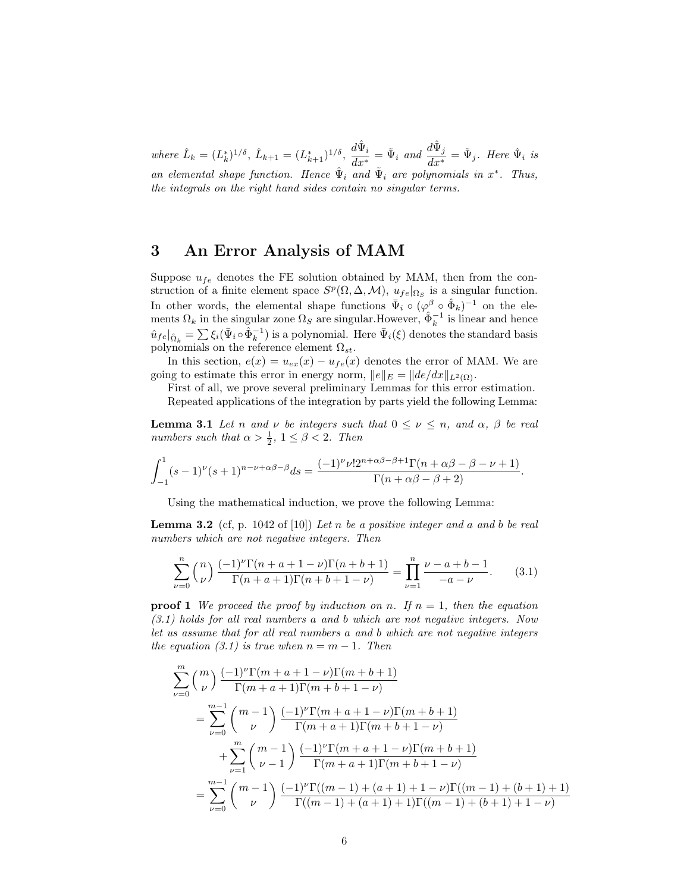*where $\hat{L}_k = (L_k^*)^{1/\delta}$, $\hat{L}_{k+1} = (L_{k+1}^*)^{1/\delta}$, $\frac{d\hat{\Psi}_i}{dx^*} = \tilde{\Psi}_i$ and $\frac{d\hat{\Psi}_j}{dx^*} = \tilde{\Psi}_j$. Here $\hat{\Psi}_i$ is an elemental shape function. Hence $\hat{\Psi}_i$ and $\tilde{\Psi}_i$ are polynomials in $x^*$. Thus, the integrals on the right hand sides contain no singular terms.*

## 3 An Error Analysis of MAM

Suppose $u_{fe}$ denotes the FE solution obtained by MAM, then from the construction of a finite element space $S^p(\Omega, \Delta, \mathcal{M})$, $u_{fe}|_{\Omega_S}$ is a singular function. In other words, the elemental shape functions $\bar{\Psi}_i \circ (\varphi^\beta \circ \hat{\Phi}_k)^{-1}$ on the elements $\Omega_k$ in the singular zone $\Omega_S$ are singular.However, $\hat{\Phi}_k^{-1}$ is linear and hence $\hat{u}_{fe}|_{\hat{\Omega}_k} = \sum \xi_i(\bar{\Psi}_i \circ \hat{\Phi}_k^{-1})$ is a polynomial. Here $\bar{\Psi}_i(\xi)$ denotes the standard basis polynomials on the reference element $\Omega_{st}$.

In this section, $e(x) = u_{ex}(x) - u_{fe}(x)$ denotes the error of MAM. We are going to estimate this error in energy norm, $\|e\|_E = \|de/dx\|_{L^2(\Omega)}$.

First of all, we prove several preliminary Lemmas for this error estimation.

Repeated applications of the integration by parts yield the following Lemma:

**Lemma 3.1** *Let $n$ and $\nu$ be integers such that $0 \le \nu \le n$, and $\alpha$, $\beta$ be real numbers such that $\alpha > \frac{1}{2}$, $1 \le \beta < 2$. Then*

$$\int_{-1}^{1} (s-1)^\nu (s+1)^{n-\nu+\alpha\beta-\beta} ds = \frac{(-1)^\nu \nu! 2^{n+\alpha\beta-\beta+1}\Gamma(n+\alpha\beta-\beta-\nu+1)}{\Gamma(n+\alpha\beta-\beta+2)}.$$

Using the mathematical induction, we prove the following Lemma:

**Lemma 3.2** (cf, p. 1042 of [10]) *Let $n$ be a positive integer and $a$ and $b$ be real numbers which are not negative integers. Then*

$$\sum_{\nu=0}^{n} \binom{n}{\nu} \frac{(-1)^\nu \Gamma(n+a+1-\nu)\Gamma(n+b+1)}{\Gamma(n+a+1)\Gamma(n+b+1-\nu)} = \prod_{\nu=1}^{n} \frac{\nu-a+b-1}{-a-\nu}. \tag{3.1}$$

**proof 1** *We proceed the proof by induction on $n$. If $n = 1$, then the equation (3.1) holds for all real numbers $a$ and $b$ which are not negative integers. Now let us assume that for all real numbers $a$ and $b$ which are not negative integers the equation (3.1) is true when $n = m - 1$. Then*

$$\begin{aligned}
&\sum_{\nu=0}^{m} \binom{m}{\nu} \frac{(-1)^\nu \Gamma(m+a+1-\nu)\Gamma(m+b+1)}{\Gamma(m+a+1)\Gamma(m+b+1-\nu)} \\
&= \sum_{\nu=0}^{m-1} \binom{m-1}{\nu} \frac{(-1)^\nu \Gamma(m+a+1-\nu)\Gamma(m+b+1)}{\Gamma(m+a+1)\Gamma(m+b+1-\nu)} \\
&\quad + \sum_{\nu=1}^{m} \binom{m-1}{\nu-1} \frac{(-1)^\nu \Gamma(m+a+1-\nu)\Gamma(m+b+1)}{\Gamma(m+a+1)\Gamma(m+b+1-\nu)} \\
&= \sum_{\nu=0}^{m-1} \binom{m-1}{\nu} \frac{(-1)^\nu \Gamma((m-1)+(a+1)+1-\nu)\Gamma((m-1)+(b+1)+1)}{\Gamma((m-1)+(a+1)+1)\Gamma((m-1)+(b+1)+1-\nu)}
\end{aligned}$$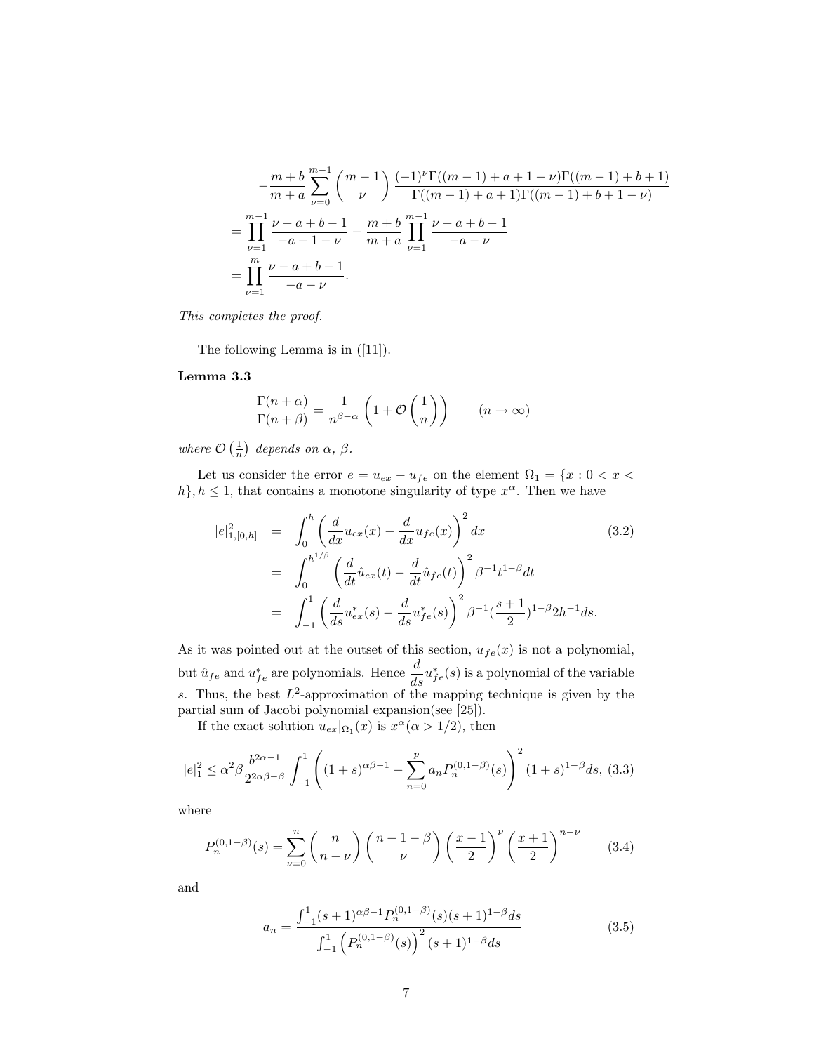$$
\begin{aligned}
&-\frac{m+b}{m+a}\sum_{\nu=0}^{m-1}\binom{m-1}{\nu}\frac{(-1)^{\nu}\Gamma((m-1)+a+1-\nu)\Gamma((m-1)+b+1)}{\Gamma((m-1)+a+1)\Gamma((m-1)+b+1-\nu)}\\
&=\prod_{\nu=1}^{m-1}\frac{\nu-a+b-1}{-a-1-\nu}-\frac{m+b}{m+a}\prod_{\nu=1}^{m-1}\frac{\nu-a+b-1}{-a-\nu}\\
&=\prod_{\nu=1}^{m}\frac{\nu-a+b-1}{-a-\nu}.
\end{aligned}
$$

*This completes the proof.*

The following Lemma is in ([11]).

**Lemma 3.3**

$$
\frac{\Gamma(n+\alpha)}{\Gamma(n+\beta)}=\frac{1}{n^{\beta-\alpha}}\left(1+\mathcal{O}\left(\frac{1}{n}\right)\right)\qquad (n\to\infty)
$$

*where $\mathcal{O}\left(\frac{1}{n}\right)$ depends on $\alpha$, $\beta$.*

Let us consider the error $e=u_{ex}-u_{fe}$ on the element $\Omega_1=\{x:0<x<h\}, h\le 1$, that contains a monotone singularity of type $x^{\alpha}$. Then we have

$$
\begin{aligned}
|e|^2_{1,[0,h]} &= \int_0^h\left(\frac{d}{dx}u_{ex}(x)-\frac{d}{dx}u_{fe}(x)\right)^2dx \qquad (3.2)\\
&= \int_0^{h^{1/\beta}}\left(\frac{d}{dt}\hat{u}_{ex}(t)-\frac{d}{dt}\hat{u}_{fe}(t)\right)^2\beta^{-1}t^{1-\beta}dt\\
&= \int_{-1}^{1}\left(\frac{d}{ds}u^*_{ex}(s)-\frac{d}{ds}u^*_{fe}(s)\right)^2\beta^{-1}\left(\frac{s+1}{2}\right)^{1-\beta}2h^{-1}ds.
\end{aligned}
$$

As it was pointed out at the outset of this section, $u_{fe}(x)$ is not a polynomial, but $\hat{u}_{fe}$ and $u^*_{fe}$ are polynomials. Hence $\frac{d}{ds}u^*_{fe}(s)$ is a polynomial of the variable $s$. Thus, the best $L^2$-approximation of the mapping technique is given by the partial sum of Jacobi polynomial expansion(see [25]).

If the exact solution $u_{ex}|_{\Omega_1}(x)$ is $x^{\alpha}(\alpha>1/2)$, then

$$
|e|^2_1\le\alpha^2\beta\frac{b^{2\alpha-1}}{2^{2\alpha\beta-\beta}}\int_{-1}^{1}\left((1+s)^{\alpha\beta-1}-\sum_{n=0}^{p}a_nP_n^{(0,1-\beta)}(s)\right)^2(1+s)^{1-\beta}ds, \qquad (3.3)
$$

where

$$
P_n^{(0,1-\beta)}(s)=\sum_{\nu=0}^{n}\binom{n}{n-\nu}\binom{n+1-\beta}{\nu}\left(\frac{x-1}{2}\right)^{\nu}\left(\frac{x+1}{2}\right)^{n-\nu} \qquad (3.4)
$$

and

$$
a_n=\frac{\int_{-1}^{1}(s+1)^{\alpha\beta-1}P_n^{(0,1-\beta)}(s)(s+1)^{1-\beta}ds}{\int_{-1}^{1}\left(P_n^{(0,1-\beta)}(s)\right)^2(s+1)^{1-\beta}ds} \qquad (3.5)
$$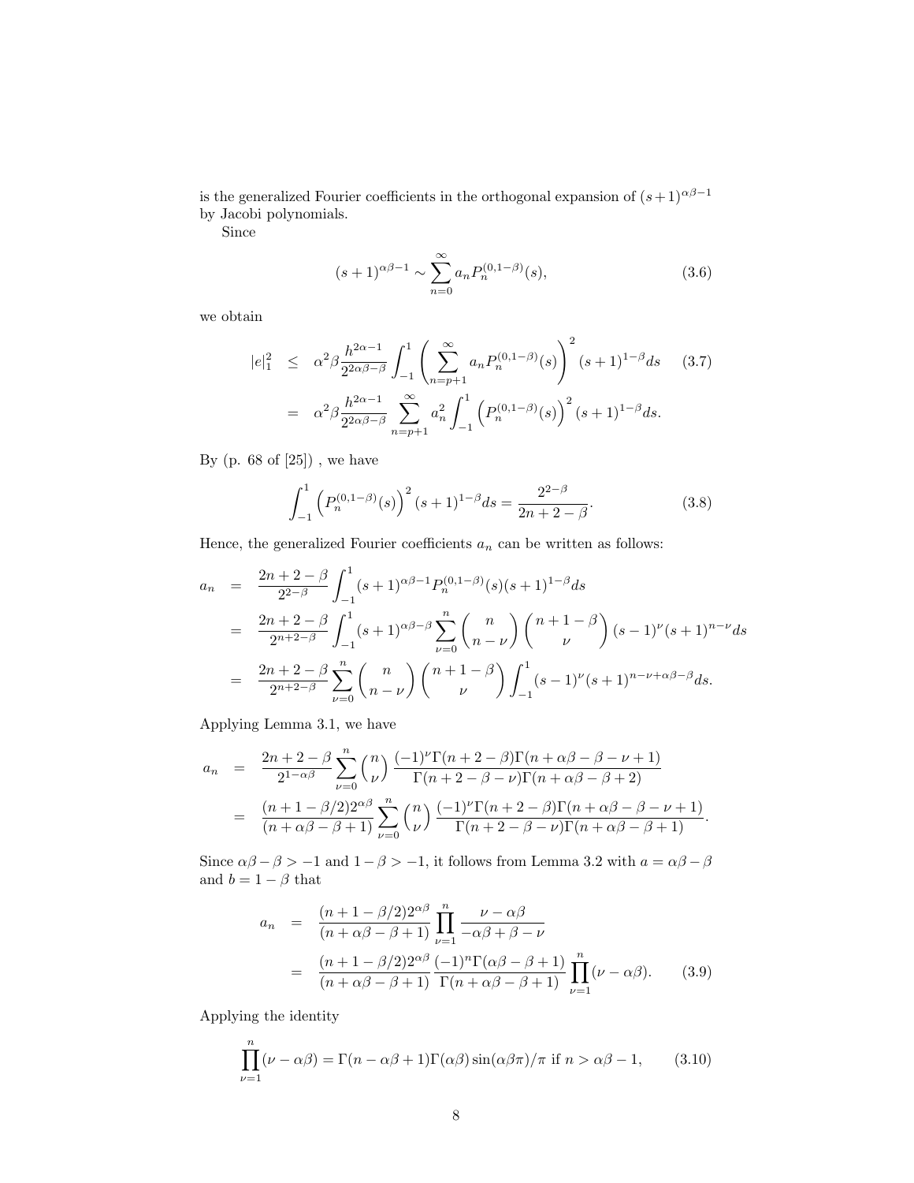is the generalized Fourier coefficients in the orthogonal expansion of $(s+1)^{\alpha\beta-1}$ by Jacobi polynomials.

Since

$$(s+1)^{\alpha\beta-1} \sim \sum_{n=0}^{\infty} a_n P_n^{(0,1-\beta)}(s), \tag{3.6}$$

we obtain

$$\begin{aligned} |e|_1^2 &\leq \alpha^2\beta\frac{h^{2\alpha-1}}{2^{2\alpha\beta-\beta}}\int_{-1}^{1}\left(\sum_{n=p+1}^{\infty} a_n P_n^{(0,1-\beta)}(s)\right)^2 (s+1)^{1-\beta}ds \qquad (3.7)\\ &= \alpha^2\beta\frac{h^{2\alpha-1}}{2^{2\alpha\beta-\beta}}\sum_{n=p+1}^{\infty} a_n^2\int_{-1}^{1}\left(P_n^{(0,1-\beta)}(s)\right)^2(s+1)^{1-\beta}ds. \end{aligned}$$

By (p. 68 of [25]) , we have

$$\int_{-1}^{1}\left(P_n^{(0,1-\beta)}(s)\right)^2(s+1)^{1-\beta}ds = \frac{2^{2-\beta}}{2n+2-\beta}. \tag{3.8}$$

Hence, the generalized Fourier coefficients $a_n$ can be written as follows:

$$\begin{aligned} a_n &= \frac{2n+2-\beta}{2^{2-\beta}}\int_{-1}^{1}(s+1)^{\alpha\beta-1}P_n^{(0,1-\beta)}(s)(s+1)^{1-\beta}ds\\ &= \frac{2n+2-\beta}{2^{n+2-\beta}}\int_{-1}^{1}(s+1)^{\alpha\beta-\beta}\sum_{\nu=0}^{n}\binom{n}{n-\nu}\binom{n+1-\beta}{\nu}(s-1)^{\nu}(s+1)^{n-\nu}ds\\ &= \frac{2n+2-\beta}{2^{n+2-\beta}}\sum_{\nu=0}^{n}\binom{n}{n-\nu}\binom{n+1-\beta}{\nu}\int_{-1}^{1}(s-1)^{\nu}(s+1)^{n-\nu+\alpha\beta-\beta}ds. \end{aligned}$$

Applying Lemma 3.1, we have

$$\begin{aligned} a_n &= \frac{2n+2-\beta}{2^{1-\alpha\beta}}\sum_{\nu=0}^{n}\binom{n}{\nu}\frac{(-1)^{\nu}\Gamma(n+2-\beta)\Gamma(n+\alpha\beta-\beta-\nu+1)}{\Gamma(n+2-\beta-\nu)\Gamma(n+\alpha\beta-\beta+2)}\\ &= \frac{(n+1-\beta/2)2^{\alpha\beta}}{(n+\alpha\beta-\beta+1)}\sum_{\nu=0}^{n}\binom{n}{\nu}\frac{(-1)^{\nu}\Gamma(n+2-\beta)\Gamma(n+\alpha\beta-\beta-\nu+1)}{\Gamma(n+2-\beta-\nu)\Gamma(n+\alpha\beta-\beta+1)}. \end{aligned}$$

Since $\alpha\beta-\beta > -1$ and $1-\beta > -1$, it follows from Lemma 3.2 with $a = \alpha\beta-\beta$ and $b = 1-\beta$ that

$$\begin{aligned} a_n &= \frac{(n+1-\beta/2)2^{\alpha\beta}}{(n+\alpha\beta-\beta+1)}\prod_{\nu=1}^{n}\frac{\nu-\alpha\beta}{-\alpha\beta+\beta-\nu}\\ &= \frac{(n+1-\beta/2)2^{\alpha\beta}}{(n+\alpha\beta-\beta+1)}\frac{(-1)^n\Gamma(\alpha\beta-\beta+1)}{\Gamma(n+\alpha\beta-\beta+1)}\prod_{\nu=1}^{n}(\nu-\alpha\beta). \qquad (3.9) \end{aligned}$$

Applying the identity

$$\prod_{\nu=1}^{n}(\nu-\alpha\beta) = \Gamma(n-\alpha\beta+1)\Gamma(\alpha\beta)\sin(\alpha\beta\pi)/\pi \text{ if } n > \alpha\beta-1, \tag{3.10}$$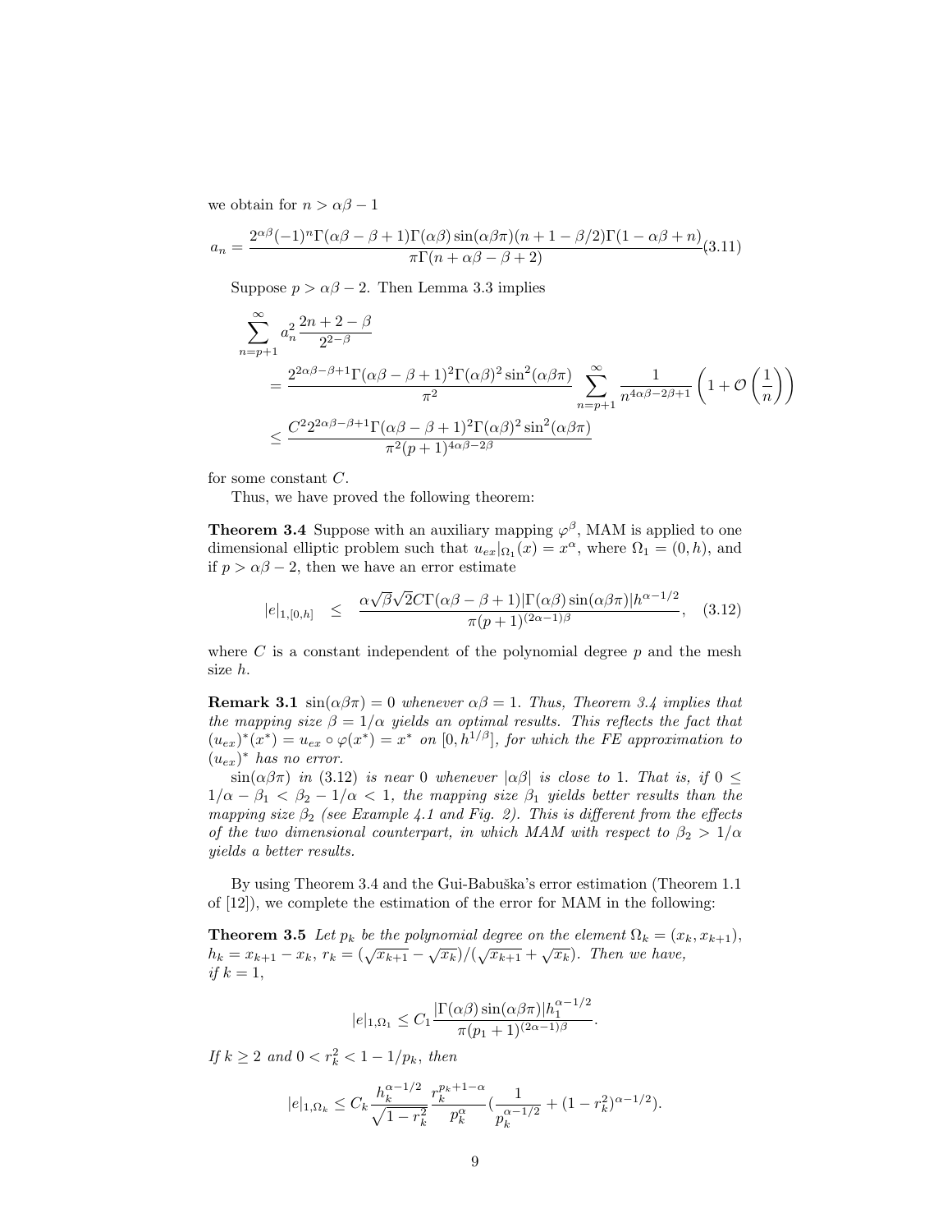we obtain for $n > \alpha\beta - 1$

$$a_n = \frac{2^{\alpha\beta}(-1)^n\Gamma(\alpha\beta-\beta+1)\Gamma(\alpha\beta)\sin(\alpha\beta\pi)(n+1-\beta/2)\Gamma(1-\alpha\beta+n)}{\pi\Gamma(n+\alpha\beta-\beta+2)} \quad (3.11)$$

Suppose $p > \alpha\beta - 2$. Then Lemma 3.3 implies

$$\begin{aligned}
\sum_{n=p+1}^{\infty} a_n^2 \frac{2n+2-\beta}{2^{2-\beta}} &\\
&= \frac{2^{2\alpha\beta-\beta+1}\Gamma(\alpha\beta-\beta+1)^2\Gamma(\alpha\beta)^2\sin^2(\alpha\beta\pi)}{\pi^2}\sum_{n=p+1}^{\infty}\frac{1}{n^{4\alpha\beta-2\beta+1}}\left(1+\mathcal{O}\left(\frac{1}{n}\right)\right)\\
&\le \frac{C^2 2^{2\alpha\beta-\beta+1}\Gamma(\alpha\beta-\beta+1)^2\Gamma(\alpha\beta)^2\sin^2(\alpha\beta\pi)}{\pi^2(p+1)^{4\alpha\beta-2\beta}}
\end{aligned}$$

for some constant $C$.

Thus, we have proved the following theorem:

**Theorem 3.4** Suppose with an auxiliary mapping $\varphi^\beta$, MAM is applied to one dimensional elliptic problem such that $u_{ex}|_{\Omega_1}(x) = x^\alpha$, where $\Omega_1 = (0, h)$, and if $p > \alpha\beta - 2$, then we have an error estimate

$$|e|_{1,[0,h]} \le \frac{\alpha\sqrt{\beta}\sqrt{2}C\Gamma(\alpha\beta-\beta+1)|\Gamma(\alpha\beta)\sin(\alpha\beta\pi)|h^{\alpha-1/2}}{\pi(p+1)^{(2\alpha-1)\beta}}, \quad (3.12)$$

where $C$ is a constant independent of the polynomial degree $p$ and the mesh size $h$.

**Remark 3.1** *$\sin(\alpha\beta\pi) = 0$ whenever $\alpha\beta = 1$. Thus, Theorem 3.4 implies that the mapping size $\beta = 1/\alpha$ yields an optimal results. This reflects the fact that $(u_{ex})^*(x^*) = u_{ex} \circ \varphi(x^*) = x^*$ on $[0, h^{1/\beta}]$, for which the FE approximation to $(u_{ex})^*$ has no error.*

*$\sin(\alpha\beta\pi)$ in (3.12) is near 0 whenever $|\alpha\beta|$ is close to 1. That is, if $0 \le 1/\alpha - \beta_1 < \beta_2 - 1/\alpha < 1$, the mapping size $\beta_1$ yields better results than the mapping size $\beta_2$ (see Example 4.1 and Fig. 2). This is different from the effects of the two dimensional counterpart, in which MAM with respect to $\beta_2 > 1/\alpha$ yields a better results.*

By using Theorem 3.4 and the Gui-Babuška's error estimation (Theorem 1.1 of [12]), we complete the estimation of the error for MAM in the following:

**Theorem 3.5** *Let $p_k$ be the polynomial degree on the element $\Omega_k = (x_k, x_{k+1})$, $h_k = x_{k+1} - x_k$, $r_k = (\sqrt{x_{k+1}} - \sqrt{x_k})/(\sqrt{x_{k+1}} + \sqrt{x_k})$. Then we have, if $k = 1$,*

$$|e|_{1,\Omega_1} \le C_1 \frac{|\Gamma(\alpha\beta)\sin(\alpha\beta\pi)|h_1^{\alpha-1/2}}{\pi(p_1+1)^{(2\alpha-1)\beta}}.$$

*If $k \ge 2$ and $0 < r_k^2 < 1 - 1/p_k$, then*

$$|e|_{1,\Omega_k} \le C_k \frac{h_k^{\alpha-1/2}}{\sqrt{1-r_k^2}} \frac{r_k^{p_k+1-\alpha}}{p_k^\alpha}\left(\frac{1}{p_k^{\alpha-1/2}} + (1-r_k^2)^{\alpha-1/2}\right).$$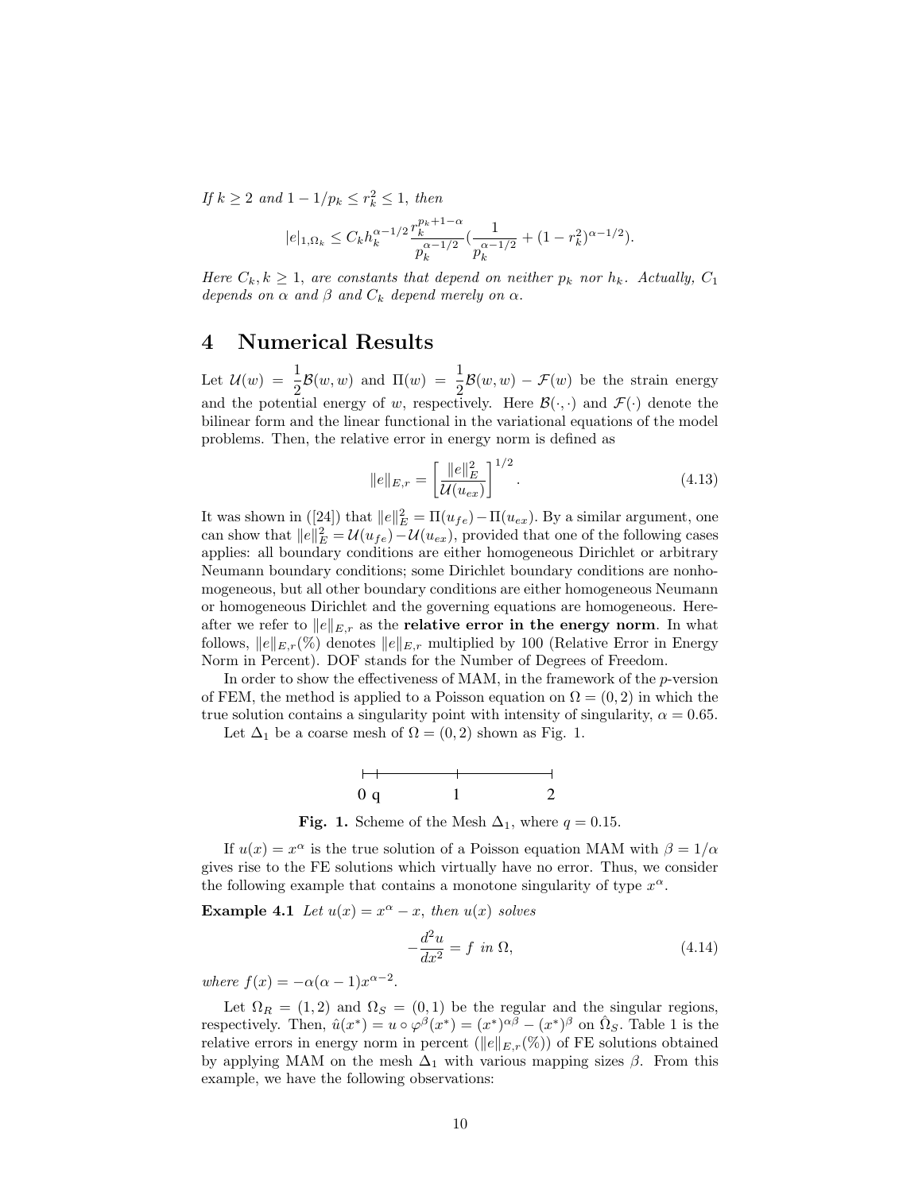*If $k \geq 2$ and $1 - 1/p_k \leq r_k^2 \leq 1$, then*

$$|e|_{1,\Omega_k} \leq C_k h_k^{\alpha-1/2} \frac{r_k^{p_k+1-\alpha}}{p_k^{\alpha-1/2}} \left(\frac{1}{p_k^{\alpha-1/2}} + (1-r_k^2)^{\alpha-1/2}\right).$$

*Here $C_k, k \geq 1$, are constants that depend on neither $p_k$ nor $h_k$. Actually, $C_1$ depends on $\alpha$ and $\beta$ and $C_k$ depend merely on $\alpha$.*

# 4 Numerical Results

Let $\mathcal{U}(w) = \dfrac{1}{2}\mathcal{B}(w,w)$ and $\Pi(w) = \dfrac{1}{2}\mathcal{B}(w,w) - \mathcal{F}(w)$ be the strain energy and the potential energy of $w$, respectively. Here $\mathcal{B}(\cdot,\cdot)$ and $\mathcal{F}(\cdot)$ denote the bilinear form and the linear functional in the variational equations of the model problems. Then, the relative error in energy norm is defined as

$$\|e\|_{E,r} = \left[\frac{\|e\|_E^2}{\mathcal{U}(u_{ex})}\right]^{1/2}. \tag{4.13}$$

It was shown in ([24]) that $\|e\|_E^2 = \Pi(u_{fe}) - \Pi(u_{ex})$. By a similar argument, one can show that $\|e\|_E^2 = \mathcal{U}(u_{fe}) - \mathcal{U}(u_{ex})$, provided that one of the following cases applies: all boundary conditions are either homogeneous Dirichlet or arbitrary Neumann boundary conditions; some Dirichlet boundary conditions are nonhomogeneous, but all other boundary conditions are either homogeneous Neumann or homogeneous Dirichlet and the governing equations are homogeneous. Hereafter we refer to $\|e\|_{E,r}$ as the **relative error in the energy norm**. In what follows, $\|e\|_{E,r}(\%)$ denotes $\|e\|_{E,r}$ multiplied by 100 (Relative Error in Energy Norm in Percent). DOF stands for the Number of Degrees of Freedom.

In order to show the effectiveness of MAM, in the framework of the $p$-version of FEM, the method is applied to a Poisson equation on $\Omega = (0,2)$ in which the true solution contains a singularity point with intensity of singularity, $\alpha = 0.65$.

Let $\Delta_1$ be a coarse mesh of $\Omega = (0,2)$ shown as Fig. 1.

0 q 1 2

**Fig. 1.** Scheme of the Mesh $\Delta_1$, where $q = 0.15$.

If $u(x) = x^\alpha$ is the true solution of a Poisson equation MAM with $\beta = 1/\alpha$ gives rise to the FE solutions which virtually have no error. Thus, we consider the following example that contains a monotone singularity of type $x^\alpha$.

**Example 4.1** *Let $u(x) = x^\alpha - x$, then $u(x)$ solves*

$$-\frac{d^2u}{dx^2} = f \text{ in } \Omega, \tag{4.14}$$

*where $f(x) = -\alpha(\alpha-1)x^{\alpha-2}$.*

Let $\Omega_R = (1,2)$ and $\Omega_S = (0,1)$ be the regular and the singular regions, respectively. Then, $\hat{u}(x^*) = u \circ \varphi^\beta(x^*) = (x^*)^{\alpha\beta} - (x^*)^\beta$ on $\hat{\Omega}_S$. Table 1 is the relative errors in energy norm in percent ($\|e\|_{E,r}(\%)$) of FE solutions obtained by applying MAM on the mesh $\Delta_1$ with various mapping sizes $\beta$. From this example, we have the following observations: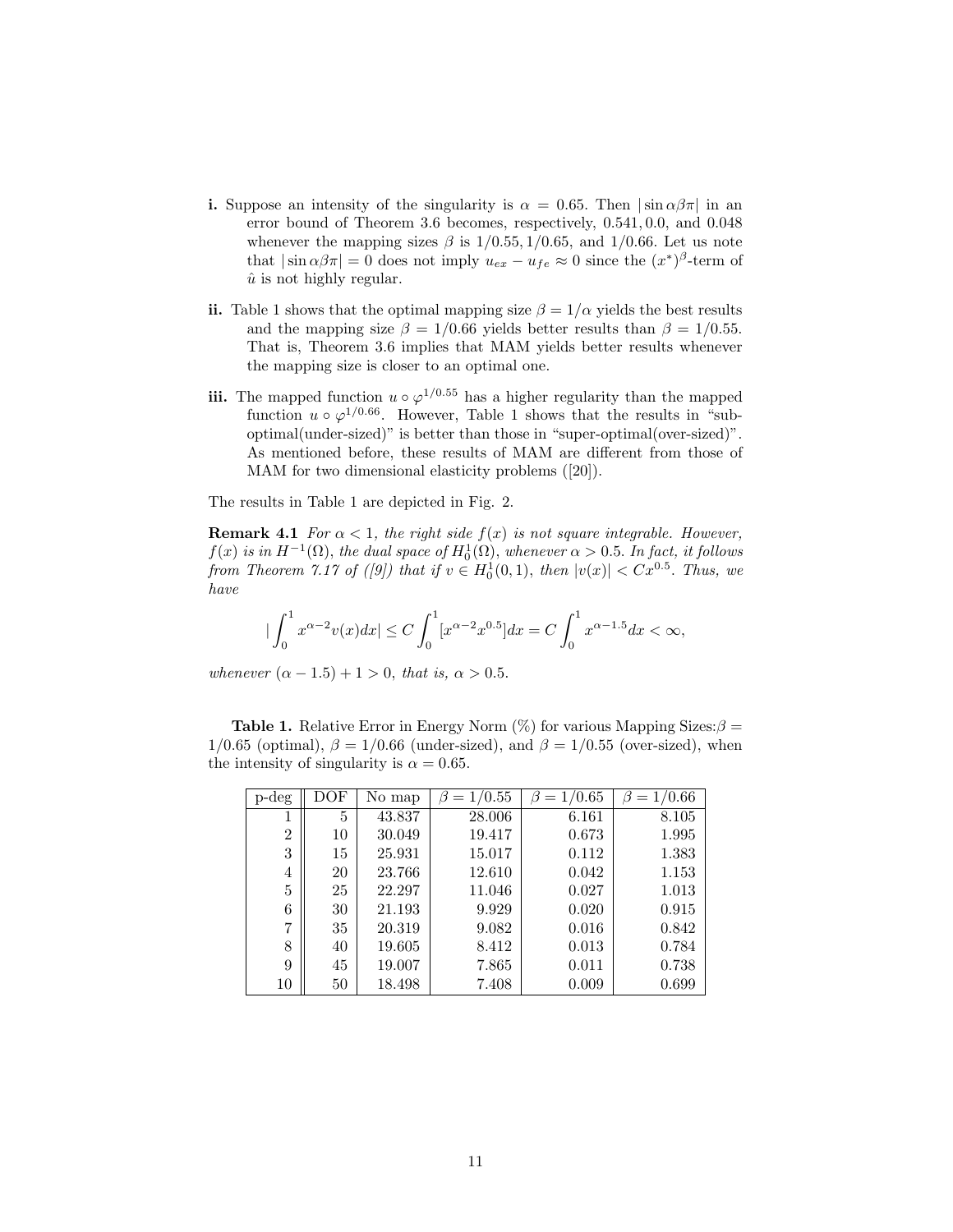**i.** Suppose an intensity of the singularity is $\alpha = 0.65$. Then $|\sin \alpha\beta\pi|$ in an error bound of Theorem 3.6 becomes, respectively, $0.541, 0.0$, and $0.048$ whenever the mapping sizes $\beta$ is $1/0.55, 1/0.65$, and $1/0.66$. Let us note that $|\sin \alpha\beta\pi| = 0$ does not imply $u_{ex} - u_{fe} \approx 0$ since the $(x^*)^\beta$-term of $\hat{u}$ is not highly regular.

**ii.** Table 1 shows that the optimal mapping size $\beta = 1/\alpha$ yields the best results and the mapping size $\beta = 1/0.66$ yields better results than $\beta = 1/0.55$. That is, Theorem 3.6 implies that MAM yields better results whenever the mapping size is closer to an optimal one.

**iii.** The mapped function $u \circ \varphi^{1/0.55}$ has a higher regularity than the mapped function $u \circ \varphi^{1/0.66}$. However, Table 1 shows that the results in "sub-optimal(under-sized)" is better than those in "super-optimal(over-sized)". As mentioned before, these results of MAM are different from those of MAM for two dimensional elasticity problems ([20]).

The results in Table 1 are depicted in Fig. 2.

**Remark 4.1** *For $\alpha < 1$, the right side $f(x)$ is not square integrable. However, $f(x)$ is in $H^{-1}(\Omega)$, the dual space of $H_0^1(\Omega)$, whenever $\alpha > 0.5$. In fact, it follows from Theorem 7.17 of ([9]) that if $v \in H_0^1(0,1)$, then $|v(x)| < Cx^{0.5}$. Thus, we have*

$$|\int_0^1 x^{\alpha-2} v(x)dx| \leq C \int_0^1 [x^{\alpha-2}x^{0.5}]dx = C \int_0^1 x^{\alpha-1.5}dx < \infty,$$

*whenever $(\alpha - 1.5) + 1 > 0$, that is, $\alpha > 0.5$.*

**Table 1.** Relative Error in Energy Norm (%) for various Mapping Sizes: $\beta = 1/0.65$ (optimal), $\beta = 1/0.66$ (under-sized), and $\beta = 1/0.55$ (over-sized), when the intensity of singularity is $\alpha = 0.65$.

| p-deg | DOF | No map | $\beta = 1/0.55$ | $\beta = 1/0.65$ | $\beta = 1/0.66$ |
|---|---|---|---|---|---|
| 1 | 5 | 43.837 | 28.006 | 6.161 | 8.105 |
| 2 | 10 | 30.049 | 19.417 | 0.673 | 1.995 |
| 3 | 15 | 25.931 | 15.017 | 0.112 | 1.383 |
| 4 | 20 | 23.766 | 12.610 | 0.042 | 1.153 |
| 5 | 25 | 22.297 | 11.046 | 0.027 | 1.013 |
| 6 | 30 | 21.193 | 9.929 | 0.020 | 0.915 |
| 7 | 35 | 20.319 | 9.082 | 0.016 | 0.842 |
| 8 | 40 | 19.605 | 8.412 | 0.013 | 0.784 |
| 9 | 45 | 19.007 | 7.865 | 0.011 | 0.738 |
| 10 | 50 | 18.498 | 7.408 | 0.009 | 0.699 |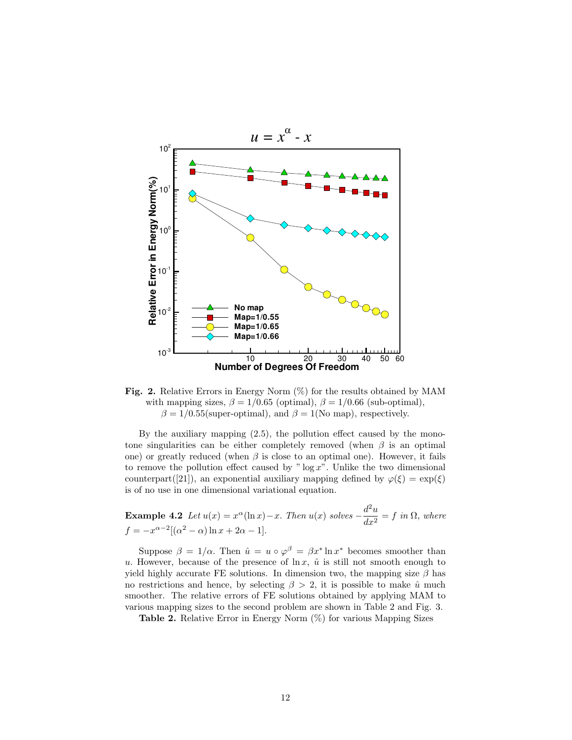**Fig. 2.** Relative Errors in Energy Norm (%) for the results obtained by MAM with mapping sizes, $\beta = 1/0.65$ (optimal), $\beta = 1/0.66$ (sub-optimal), $\beta = 1/0.55$(super-optimal), and $\beta = 1$(No map), respectively.

By the auxiliary mapping (2.5), the pollution effect caused by the monotone singularities can be either completely removed (when $\beta$ is an optimal one) or greatly reduced (when $\beta$ is close to an optimal one). However, it fails to remove the pollution effect caused by "$\log x$". Unlike the two dimensional counterpart([21]), an exponential auxiliary mapping defined by $\varphi(\xi) = \exp(\xi)$ is of no use in one dimensional variational equation.

**Example 4.2** *Let $u(x) = x^\alpha(\ln x) - x$. Then $u(x)$ solves $-\dfrac{d^2u}{dx^2} = f$ in $\Omega$, where $f = -x^{\alpha-2}[(\alpha^2 - \alpha)\ln x + 2\alpha - 1]$.*

Suppose $\beta = 1/\alpha$. Then $\hat{u} = u \circ \varphi^\beta = \beta x^* \ln x^*$ becomes smoother than $u$. However, because of the presence of $\ln x$, $\hat{u}$ is still not smooth enough to yield highly accurate FE solutions. In dimension two, the mapping size $\beta$ has no restrictions and hence, by selecting $\beta > 2$, it is possible to make $\hat{u}$ much smoother. The relative errors of FE solutions obtained by applying MAM to various mapping sizes to the second problem are shown in Table 2 and Fig. 3.

**Table 2.** Relative Error in Energy Norm (%) for various Mapping Sizes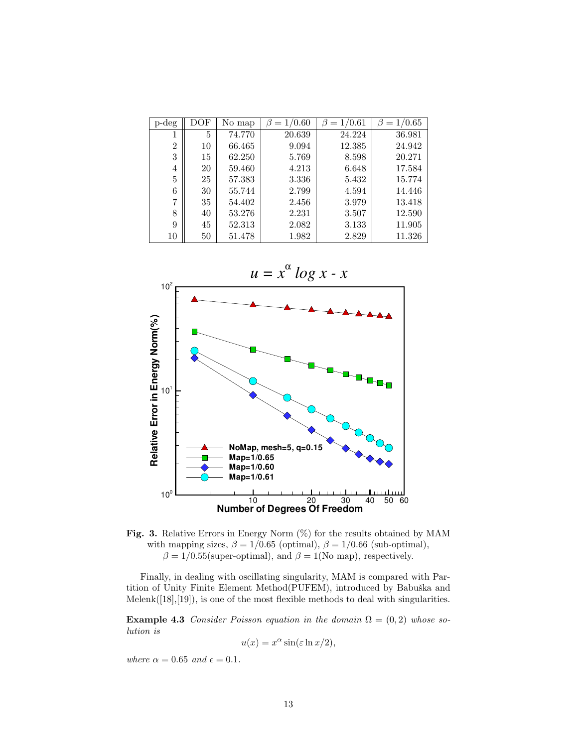| p-deg | DOF | No map | $\beta = 1/0.60$ | $\beta = 1/0.61$ | $\beta = 1/0.65$ |
|---|---|---|---|---|---|
| 1 | 5 | 74.770 | 20.639 | 24.224 | 36.981 |
| 2 | 10 | 66.465 | 9.094 | 12.385 | 24.942 |
| 3 | 15 | 62.250 | 5.769 | 8.598 | 20.271 |
| 4 | 20 | 59.460 | 4.213 | 6.648 | 17.584 |
| 5 | 25 | 57.383 | 3.336 | 5.432 | 15.774 |
| 6 | 30 | 55.744 | 2.799 | 4.594 | 14.446 |
| 7 | 35 | 54.402 | 2.456 | 3.979 | 13.418 |
| 8 | 40 | 53.276 | 2.231 | 3.507 | 12.590 |
| 9 | 45 | 52.313 | 2.082 | 3.133 | 11.905 |
| 10 | 50 | 51.478 | 1.982 | 2.829 | 11.326 |

**Fig. 3.** Relative Errors in Energy Norm (%) for the results obtained by MAM with mapping sizes, $\beta = 1/0.65$ (optimal), $\beta = 1/0.66$ (sub-optimal), $\beta = 1/0.55$(super-optimal), and $\beta = 1$(No map), respectively.

Finally, in dealing with oscillating singularity, MAM is compared with Partition of Unity Finite Element Method(PUFEM), introduced by Babuška and Melenk([18],[19]), is one of the most flexible methods to deal with singularities.

**Example 4.3** *Consider Poisson equation in the domain* $\Omega = (0, 2)$ *whose solution is*

$$u(x) = x^{\alpha} \sin(\varepsilon \ln x/2),$$

*where* $\alpha = 0.65$ *and* $\epsilon = 0.1$.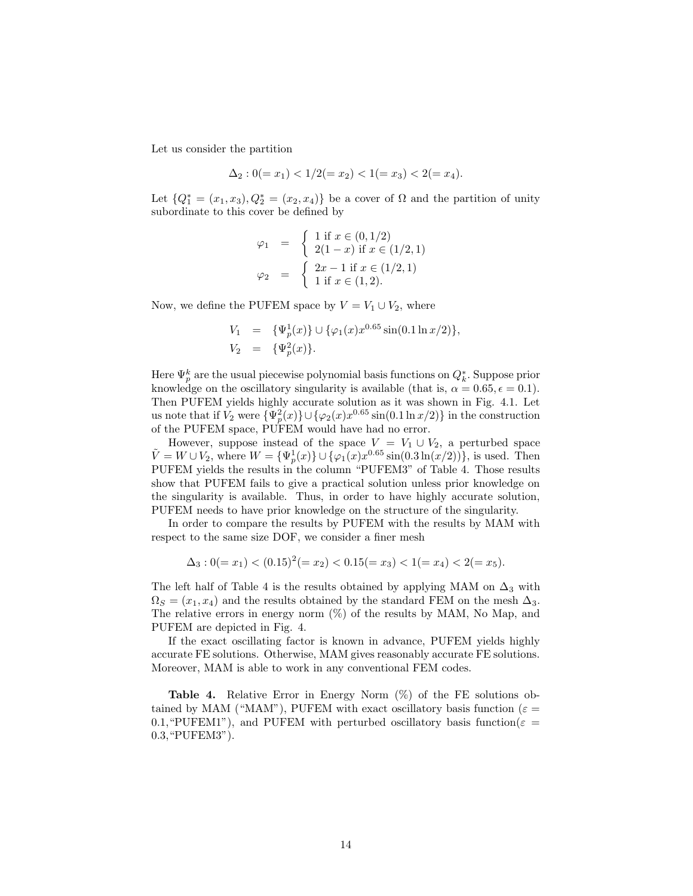Let us consider the partition

$$\Delta_2 : 0(= x_1) < 1/2(= x_2) < 1(= x_3) < 2(= x_4).$$

Let $\{Q_1^* = (x_1, x_3), Q_2^* = (x_2, x_4)\}$ be a cover of $\Omega$ and the partition of unity subordinate to this cover be defined by

$$\begin{aligned}
\varphi_1 &= \begin{cases} 1 \text{ if } x \in (0, 1/2) \\ 2(1-x) \text{ if } x \in (1/2, 1) \end{cases} \\
\varphi_2 &= \begin{cases} 2x - 1 \text{ if } x \in (1/2, 1) \\ 1 \text{ if } x \in (1, 2). \end{cases}
\end{aligned}$$

Now, we define the PUFEM space by $V = V_1 \cup V_2$, where

$$\begin{aligned}
V_1 &= \{\Psi_p^1(x)\} \cup \{\varphi_1(x) x^{0.65} \sin(0.1 \ln x/2)\}, \\
V_2 &= \{\Psi_p^2(x)\}.
\end{aligned}$$

Here $\Psi_p^k$ are the usual piecewise polynomial basis functions on $Q_k^*$. Suppose prior knowledge on the oscillatory singularity is available (that is, $\alpha = 0.65, \epsilon = 0.1$). Then PUFEM yields highly accurate solution as it was shown in Fig. 4.1. Let us note that if $V_2$ were $\{\Psi_p^2(x)\} \cup \{\varphi_2(x) x^{0.65} \sin(0.1 \ln x/2)\}$ in the construction of the PUFEM space, PUFEM would have had no error.

However, suppose instead of the space $V = V_1 \cup V_2$, a perturbed space $\tilde{V} = W \cup V_2$, where $W = \{\Psi_p^1(x)\} \cup \{\varphi_1(x) x^{0.65} \sin(0.3 \ln(x/2))\}$, is used. Then PUFEM yields the results in the column "PUFEM3" of Table 4. Those results show that PUFEM fails to give a practical solution unless prior knowledge on the singularity is available. Thus, in order to have highly accurate solution, PUFEM needs to have prior knowledge on the structure of the singularity.

In order to compare the results by PUFEM with the results by MAM with respect to the same size DOF, we consider a finer mesh

$$\Delta_3 : 0(= x_1) < (0.15)^2(= x_2) < 0.15(= x_3) < 1(= x_4) < 2(= x_5).$$

The left half of Table 4 is the results obtained by applying MAM on $\Delta_3$ with $\Omega_S = (x_1, x_4)$ and the results obtained by the standard FEM on the mesh $\Delta_3$. The relative errors in energy norm (%) of the results by MAM, No Map, and PUFEM are depicted in Fig. 4.

If the exact oscillating factor is known in advance, PUFEM yields highly accurate FE solutions. Otherwise, MAM gives reasonably accurate FE solutions. Moreover, MAM is able to work in any conventional FEM codes.

**Table 4.** Relative Error in Energy Norm (%) of the FE solutions obtained by MAM ("MAM"), PUFEM with exact oscillatory basis function ($\varepsilon = 0.1$,"PUFEM1"), and PUFEM with perturbed oscillatory basis function($\varepsilon = 0.3$,"PUFEM3").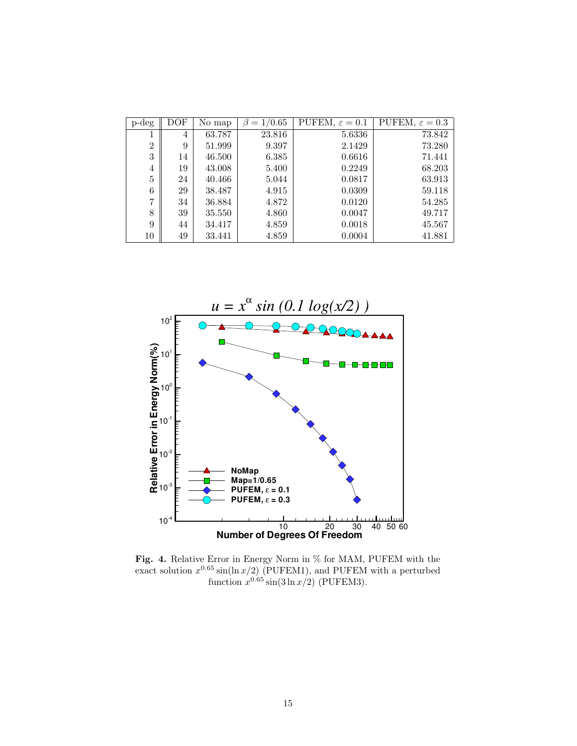| p-deg | DOF | No map | $\beta = 1/0.65$ | PUFEM, $\varepsilon = 0.1$ | PUFEM, $\varepsilon = 0.3$ |
|---|---|---|---|---|---|
| 1 | 4 | 63.787 | 23.816 | 5.6336 | 73.842 |
| 2 | 9 | 51.999 | 9.397 | 2.1429 | 73.280 |
| 3 | 14 | 46.500 | 6.385 | 0.6616 | 71.441 |
| 4 | 19 | 43.008 | 5.400 | 0.2249 | 68.203 |
| 5 | 24 | 40.466 | 5.044 | 0.0817 | 63.913 |
| 6 | 29 | 38.487 | 4.915 | 0.0309 | 59.118 |
| 7 | 34 | 36.884 | 4.872 | 0.0120 | 54.285 |
| 8 | 39 | 35.550 | 4.860 | 0.0047 | 49.717 |
| 9 | 44 | 34.417 | 4.859 | 0.0018 | 45.567 |
| 10 | 49 | 33.441 | 4.859 | 0.0004 | 41.881 |

**Fig. 4.** Relative Error in Energy Norm in % for MAM, PUFEM with the exact solution $x^{0.65}\sin(\ln x/2)$ (PUFEM1), and PUFEM with a perturbed function $x^{0.65}\sin(3\ln x/2)$ (PUFEM3).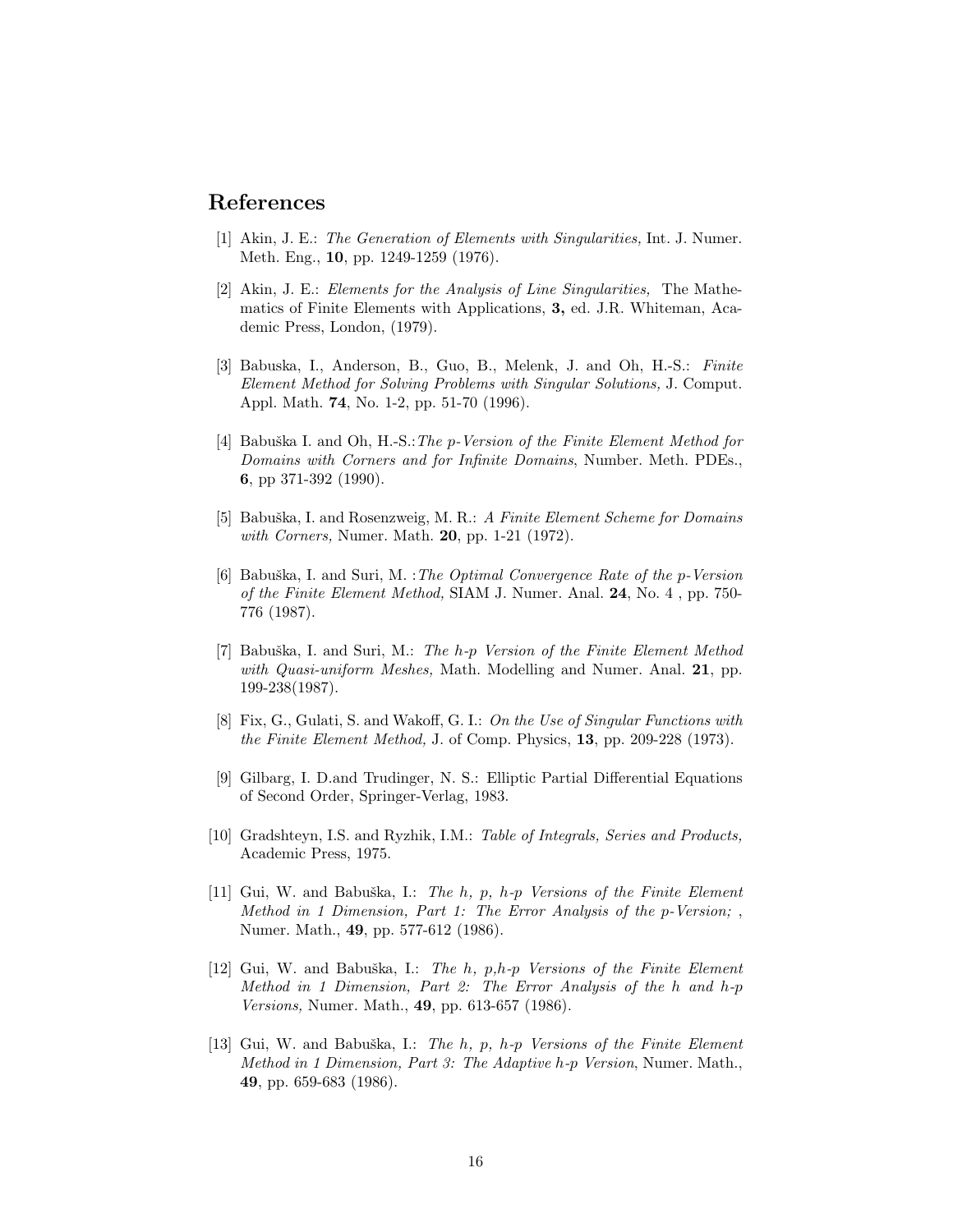## References

[1] Akin, J. E.: *The Generation of Elements with Singularities,* Int. J. Numer. Meth. Eng., **10**, pp. 1249-1259 (1976).

[2] Akin, J. E.: *Elements for the Analysis of Line Singularities,* The Mathematics of Finite Elements with Applications, **3,** ed. J.R. Whiteman, Academic Press, London, (1979).

[3] Babuska, I., Anderson, B., Guo, B., Melenk, J. and Oh, H.-S.: *Finite Element Method for Solving Problems with Singular Solutions,* J. Comput. Appl. Math. **74**, No. 1-2, pp. 51-70 (1996).

[4] Babuška I. and Oh, H.-S.:*The p-Version of the Finite Element Method for Domains with Corners and for Infinite Domains*, Number. Meth. PDEs., **6**, pp 371-392 (1990).

[5] Babuška, I. and Rosenzweig, M. R.: *A Finite Element Scheme for Domains with Corners,* Numer. Math. **20**, pp. 1-21 (1972).

[6] Babuška, I. and Suri, M. :*The Optimal Convergence Rate of the p-Version of the Finite Element Method,* SIAM J. Numer. Anal. **24**, No. 4 , pp. 750-776 (1987).

[7] Babuška, I. and Suri, M.: *The h-p Version of the Finite Element Method with Quasi-uniform Meshes,* Math. Modelling and Numer. Anal. **21**, pp. 199-238(1987).

[8] Fix, G., Gulati, S. and Wakoff, G. I.: *On the Use of Singular Functions with the Finite Element Method,* J. of Comp. Physics, **13**, pp. 209-228 (1973).

[9] Gilbarg, I. D.and Trudinger, N. S.: Elliptic Partial Differential Equations of Second Order, Springer-Verlag, 1983.

[10] Gradshteyn, I.S. and Ryzhik, I.M.: *Table of Integrals, Series and Products,* Academic Press, 1975.

[11] Gui, W. and Babuška, I.: *The h, p, h-p Versions of the Finite Element Method in 1 Dimension, Part 1: The Error Analysis of the p-Version;* , Numer. Math., **49**, pp. 577-612 (1986).

[12] Gui, W. and Babuška, I.: *The h, p,h-p Versions of the Finite Element Method in 1 Dimension, Part 2: The Error Analysis of the h and h-p Versions,* Numer. Math., **49**, pp. 613-657 (1986).

[13] Gui, W. and Babuška, I.: *The h, p, h-p Versions of the Finite Element Method in 1 Dimension, Part 3: The Adaptive h-p Version*, Numer. Math., **49**, pp. 659-683 (1986).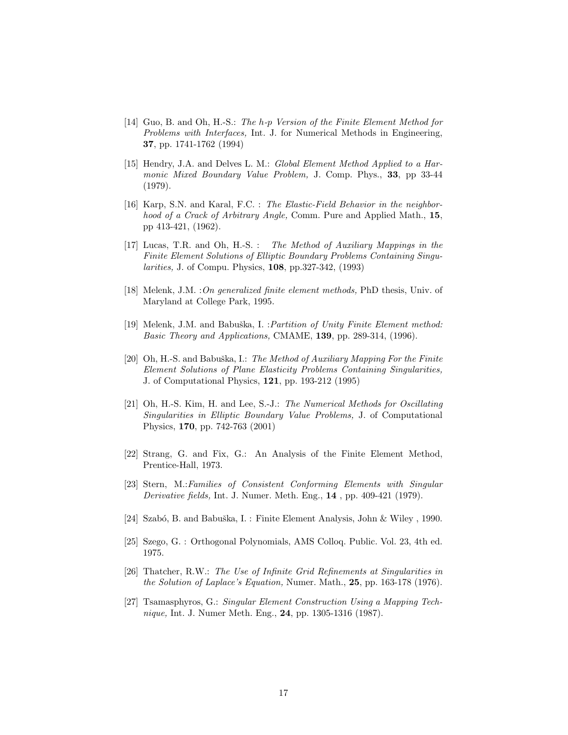[14] Guo, B. and Oh, H.-S.: *The h-p Version of the Finite Element Method for Problems with Interfaces,* Int. J. for Numerical Methods in Engineering, **37**, pp. 1741-1762 (1994)

[15] Hendry, J.A. and Delves L. M.: *Global Element Method Applied to a Harmonic Mixed Boundary Value Problem,* J. Comp. Phys., **33**, pp 33-44 (1979).

[16] Karp, S.N. and Karal, F.C. : *The Elastic-Field Behavior in the neighborhood of a Crack of Arbitrary Angle,* Comm. Pure and Applied Math., **15**, pp 413-421, (1962).

[17] Lucas, T.R. and Oh, H.-S. : *The Method of Auxiliary Mappings in the Finite Element Solutions of Elliptic Boundary Problems Containing Singularities,* J. of Compu. Physics, **108**, pp.327-342, (1993)

[18] Melenk, J.M. :*On generalized finite element methods,* PhD thesis, Univ. of Maryland at College Park, 1995.

[19] Melenk, J.M. and Babuška, I. :*Partition of Unity Finite Element method: Basic Theory and Applications,* CMAME, **139**, pp. 289-314, (1996).

[20] Oh, H.-S. and Babuška, I.: *The Method of Auxiliary Mapping For the Finite Element Solutions of Plane Elasticity Problems Containing Singularities,* J. of Computational Physics, **121**, pp. 193-212 (1995)

[21] Oh, H.-S. Kim, H. and Lee, S.-J.: *The Numerical Methods for Oscillating Singularities in Elliptic Boundary Value Problems,* J. of Computational Physics, **170**, pp. 742-763 (2001)

[22] Strang, G. and Fix, G.: An Analysis of the Finite Element Method, Prentice-Hall, 1973.

[23] Stern, M.:*Families of Consistent Conforming Elements with Singular Derivative fields,* Int. J. Numer. Meth. Eng., **14** , pp. 409-421 (1979).

[24] Szabó, B. and Babuška, I. : Finite Element Analysis, John & Wiley , 1990.

[25] Szego, G. : Orthogonal Polynomials, AMS Colloq. Public. Vol. 23, 4th ed. 1975.

[26] Thatcher, R.W.: *The Use of Infinite Grid Refinements at Singularities in the Solution of Laplace's Equation,* Numer. Math., **25**, pp. 163-178 (1976).

[27] Tsamasphyros, G.: *Singular Element Construction Using a Mapping Technique,* Int. J. Numer Meth. Eng., **24**, pp. 1305-1316 (1987).